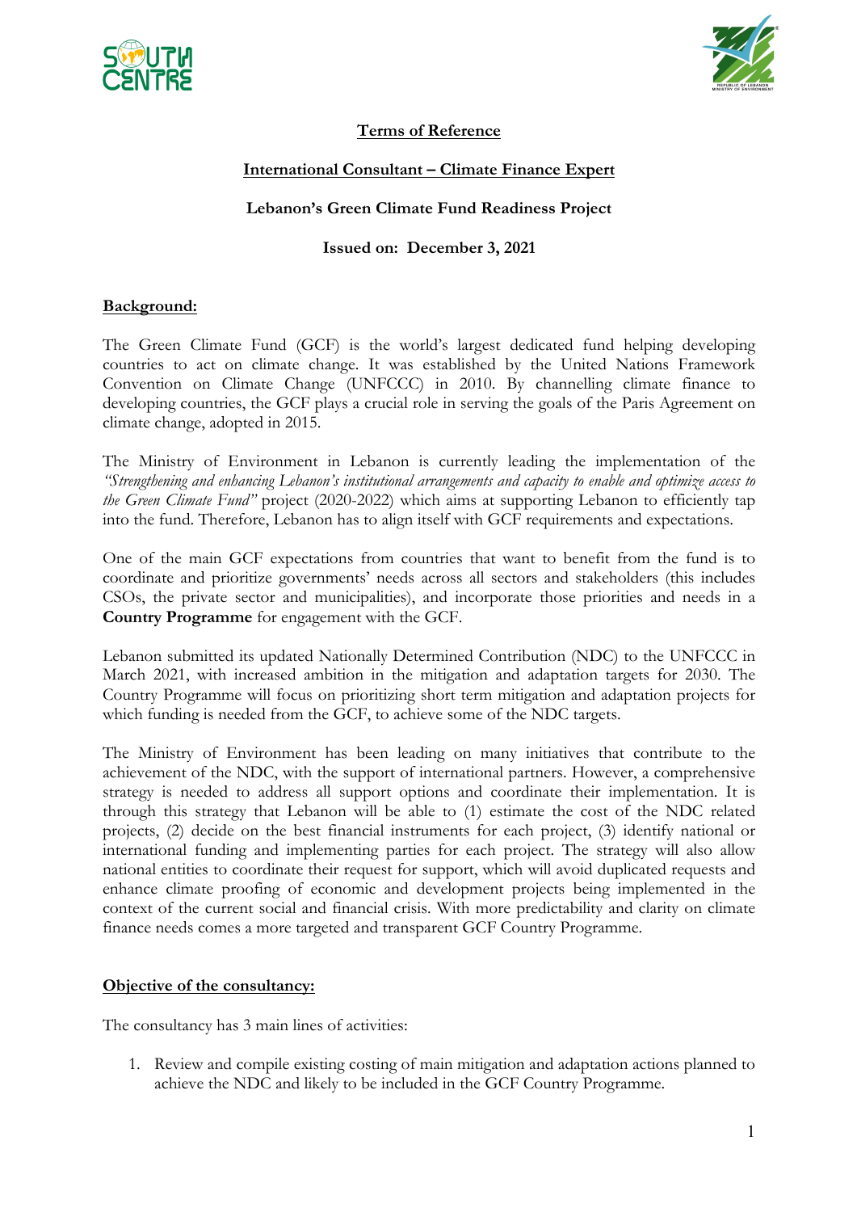# Terms of Reference

## International Consultant – Climate Finance Expert

**Lebanon's Green Climate Fund Readiness Project**

**Issued on: December 3, 2021**

## Background:

The Green Climate Fund (GCF) is the world's largest dedicated fund helping developing countries to act on climate change. It was established by the United Nations Framework Convention on Climate Change (UNFCCC) in 2010. By channelling climate finance to developing countries, the GCF plays a crucial role in serving the goals of the Paris Agreement on climate change, adopted in 2015.

The Ministry of Environment in Lebanon is currently leading the implementation of the *"Strengthening and enhancing Lebanon's institutional arrangements and capacity to enable and optimize access to the Green Climate Fund"* project (2020-2022) which aims at supporting Lebanon to efficiently tap into the fund. Therefore, Lebanon has to align itself with GCF requirements and expectations.

One of the main GCF expectations from countries that want to benefit from the fund is to coordinate and prioritize governments' needs across all sectors and stakeholders (this includes CSOs, the private sector and municipalities), and incorporate those priorities and needs in a **Country Programme** for engagement with the GCF.

Lebanon submitted its updated Nationally Determined Contribution (NDC) to the UNFCCC in March 2021, with increased ambition in the mitigation and adaptation targets for 2030. The Country Programme will focus on prioritizing short term mitigation and adaptation projects for which funding is needed from the GCF, to achieve some of the NDC targets.

The Ministry of Environment has been leading on many initiatives that contribute to the achievement of the NDC, with the support of international partners. However, a comprehensive strategy is needed to address all support options and coordinate their implementation. It is through this strategy that Lebanon will be able to (1) estimate the cost of the NDC related projects, (2) decide on the best financial instruments for each project, (3) identify national or international funding and implementing parties for each project. The strategy will also allow national entities to coordinate their request for support, which will avoid duplicated requests and enhance climate proofing of economic and development projects being implemented in the context of the current social and financial crisis. With more predictability and clarity on climate finance needs comes a more targeted and transparent GCF Country Programme.

## Objective of the consultancy:

The consultancy has 3 main lines of activities:

1. Review and compile existing costing of main mitigation and adaptation actions planned to achieve the NDC and likely to be included in the GCF Country Programme.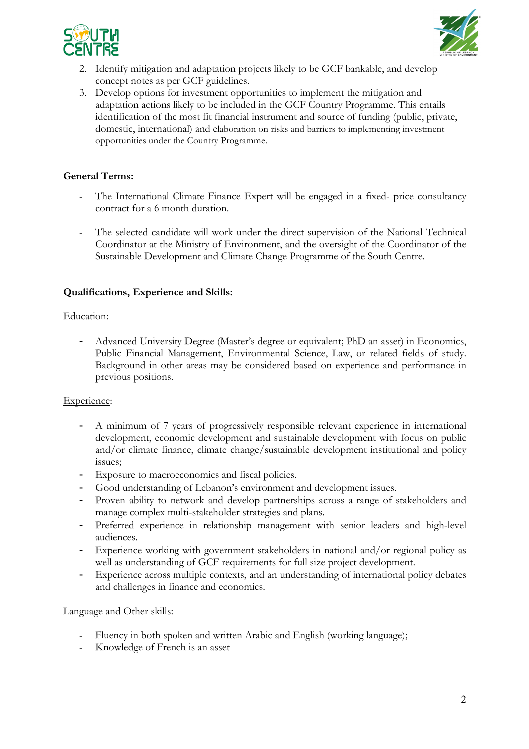2. Identify mitigation and adaptation projects likely to be GCF bankable, and develop concept notes as per GCF guidelines.
3. Develop options for investment opportunities to implement the mitigation and adaptation actions likely to be included in the GCF Country Programme. This entails identification of the most fit financial instrument and source of funding (public, private, domestic, international) and elaboration on risks and barriers to implementing investment opportunities under the Country Programme.

**General Terms:**

- The International Climate Finance Expert will be engaged in a fixed- price consultancy contract for a 6 month duration.
- The selected candidate will work under the direct supervision of the National Technical Coordinator at the Ministry of Environment, and the oversight of the Coordinator of the Sustainable Development and Climate Change Programme of the South Centre.

**Qualifications, Experience and Skills:**

Education:

- Advanced University Degree (Master's degree or equivalent; PhD an asset) in Economics, Public Financial Management, Environmental Science, Law, or related fields of study. Background in other areas may be considered based on experience and performance in previous positions.

Experience:

- A minimum of 7 years of progressively responsible relevant experience in international development, economic development and sustainable development with focus on public and/or climate finance, climate change/sustainable development institutional and policy issues;
- Exposure to macroeconomics and fiscal policies.
- Good understanding of Lebanon's environment and development issues.
- Proven ability to network and develop partnerships across a range of stakeholders and manage complex multi-stakeholder strategies and plans.
- Preferred experience in relationship management with senior leaders and high-level audiences.
- Experience working with government stakeholders in national and/or regional policy as well as understanding of GCF requirements for full size project development.
- Experience across multiple contexts, and an understanding of international policy debates and challenges in finance and economics.

Language and Other skills:

- Fluency in both spoken and written Arabic and English (working language);
- Knowledge of French is an asset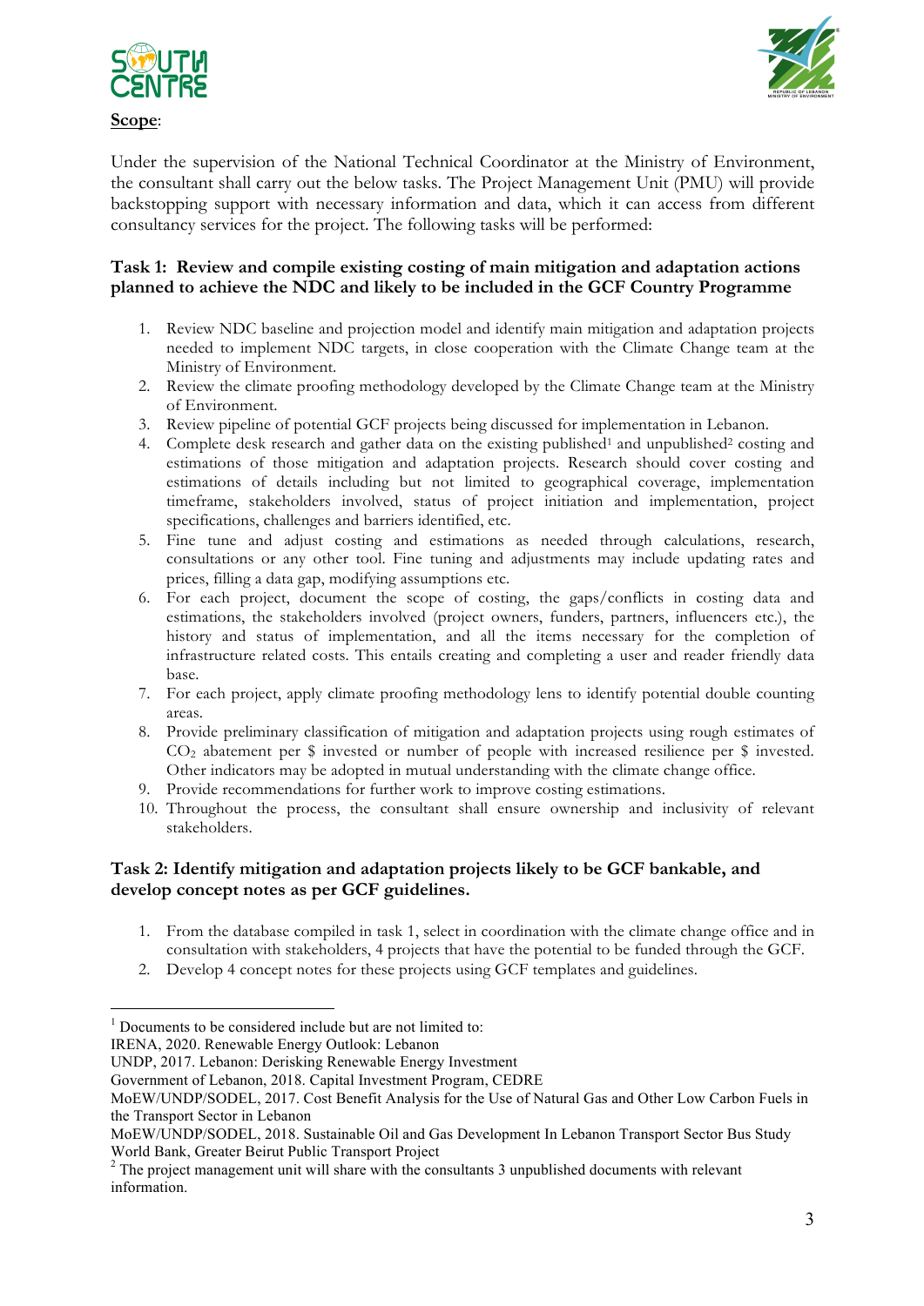**Scope**:

Under the supervision of the National Technical Coordinator at the Ministry of Environment, the consultant shall carry out the below tasks. The Project Management Unit (PMU) will provide backstopping support with necessary information and data, which it can access from different consultancy services for the project. The following tasks will be performed:

**Task 1: Review and compile existing costing of main mitigation and adaptation actions planned to achieve the NDC and likely to be included in the GCF Country Programme**

1. Review NDC baseline and projection model and identify main mitigation and adaptation projects needed to implement NDC targets, in close cooperation with the Climate Change team at the Ministry of Environment.
2. Review the climate proofing methodology developed by the Climate Change team at the Ministry of Environment.
3. Review pipeline of potential GCF projects being discussed for implementation in Lebanon.
4. Complete desk research and gather data on the existing published[1] and unpublished[2] costing and estimations of those mitigation and adaptation projects. Research should cover costing and estimations of details including but not limited to geographical coverage, implementation timeframe, stakeholders involved, status of project initiation and implementation, project specifications, challenges and barriers identified, etc.
5. Fine tune and adjust costing and estimations as needed through calculations, research, consultations or any other tool. Fine tuning and adjustments may include updating rates and prices, filling a data gap, modifying assumptions etc.
6. For each project, document the scope of costing, the gaps/conflicts in costing data and estimations, the stakeholders involved (project owners, funders, partners, influencers etc.), the history and status of implementation, and all the items necessary for the completion of infrastructure related costs. This entails creating and completing a user and reader friendly data base.
7. For each project, apply climate proofing methodology lens to identify potential double counting areas.
8. Provide preliminary classification of mitigation and adaptation projects using rough estimates of $CO_2$ abatement per $ invested or number of people with increased resilience per $ invested. Other indicators may be adopted in mutual understanding with the climate change office.
9. Provide recommendations for further work to improve costing estimations.
10. Throughout the process, the consultant shall ensure ownership and inclusivity of relevant stakeholders.

**Task 2: Identify mitigation and adaptation projects likely to be GCF bankable, and develop concept notes as per GCF guidelines.**

1. From the database compiled in task 1, select in coordination with the climate change office and in consultation with stakeholders, 4 projects that have the potential to be funded through the GCF.
2. Develop 4 concept notes for these projects using GCF templates and guidelines.

---

[1] Documents to be considered include but are not limited to:
IRENA, 2020. Renewable Energy Outlook: Lebanon
UNDP, 2017. Lebanon: Derisking Renewable Energy Investment
Government of Lebanon, 2018. Capital Investment Program, CEDRE
MoEW/UNDP/SODEL, 2017. Cost Benefit Analysis for the Use of Natural Gas and Other Low Carbon Fuels in the Transport Sector in Lebanon
MoEW/UNDP/SODEL, 2018. Sustainable Oil and Gas Development In Lebanon Transport Sector Bus Study
World Bank, Greater Beirut Public Transport Project

[2] The project management unit will share with the consultants 3 unpublished documents with relevant information.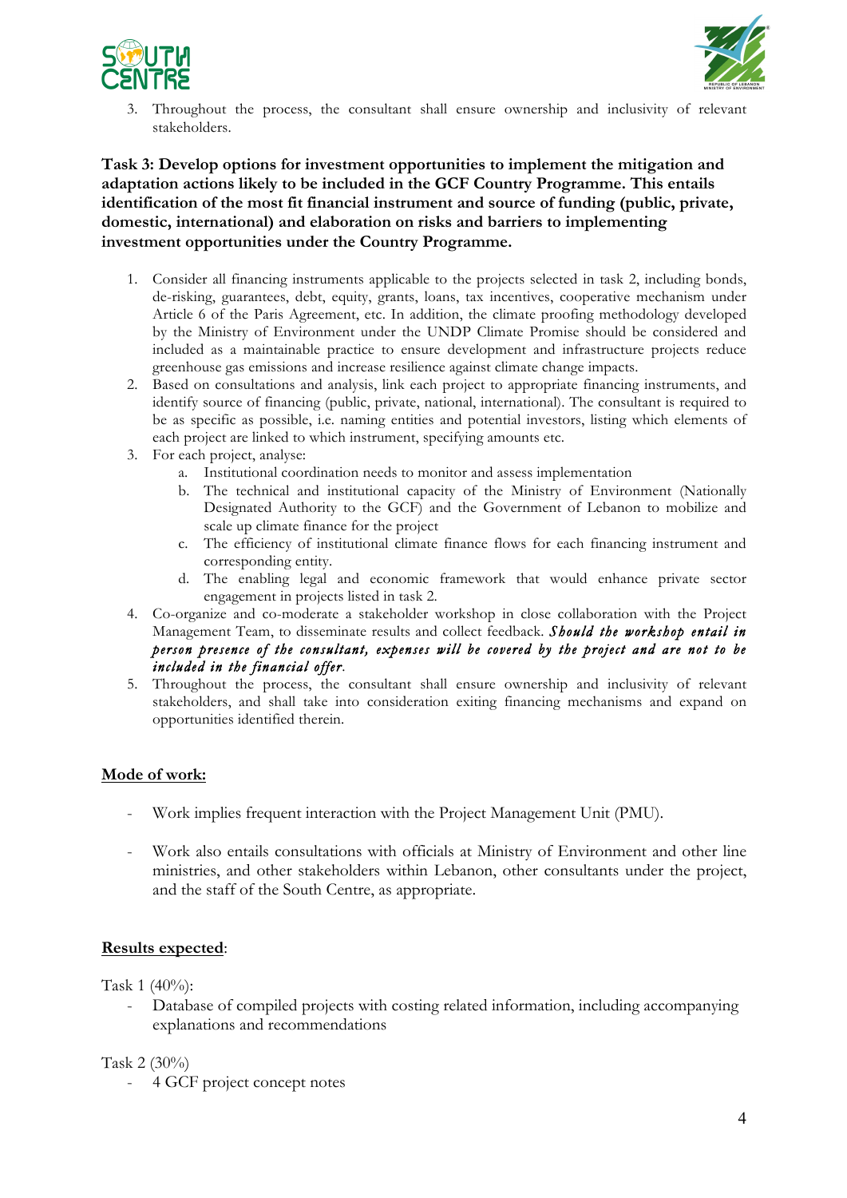3. Throughout the process, the consultant shall ensure ownership and inclusivity of relevant stakeholders.

**Task 3: Develop options for investment opportunities to implement the mitigation and adaptation actions likely to be included in the GCF Country Programme. This entails identification of the most fit financial instrument and source of funding (public, private, domestic, international) and elaboration on risks and barriers to implementing investment opportunities under the Country Programme.**

1. Consider all financing instruments applicable to the projects selected in task 2, including bonds, de-risking, guarantees, debt, equity, grants, loans, tax incentives, cooperative mechanism under Article 6 of the Paris Agreement, etc. In addition, the climate proofing methodology developed by the Ministry of Environment under the UNDP Climate Promise should be considered and included as a maintainable practice to ensure development and infrastructure projects reduce greenhouse gas emissions and increase resilience against climate change impacts.
2. Based on consultations and analysis, link each project to appropriate financing instruments, and identify source of financing (public, private, national, international). The consultant is required to be as specific as possible, i.e. naming entities and potential investors, listing which elements of each project are linked to which instrument, specifying amounts etc.
3. For each project, analyse:
   a. Institutional coordination needs to monitor and assess implementation
   b. The technical and institutional capacity of the Ministry of Environment (Nationally Designated Authority to the GCF) and the Government of Lebanon to mobilize and scale up climate finance for the project
   c. The efficiency of institutional climate finance flows for each financing instrument and corresponding entity.
   d. The enabling legal and economic framework that would enhance private sector engagement in projects listed in task 2.
4. Co-organize and co-moderate a stakeholder workshop in close collaboration with the Project Management Team, to disseminate results and collect feedback. ***Should the workshop entail in person presence of the consultant, expenses will be covered by the project and are not to be included in the financial offer.***
5. Throughout the process, the consultant shall ensure ownership and inclusivity of relevant stakeholders, and shall take into consideration exiting financing mechanisms and expand on opportunities identified therein.

## Mode of work:

- Work implies frequent interaction with the Project Management Unit (PMU).
- Work also entails consultations with officials at Ministry of Environment and other line ministries, and other stakeholders within Lebanon, other consultants under the project, and the staff of the South Centre, as appropriate.

## Results expected:

Task 1 (40%):

- Database of compiled projects with costing related information, including accompanying explanations and recommendations

Task 2 (30%)

- 4 GCF project concept notes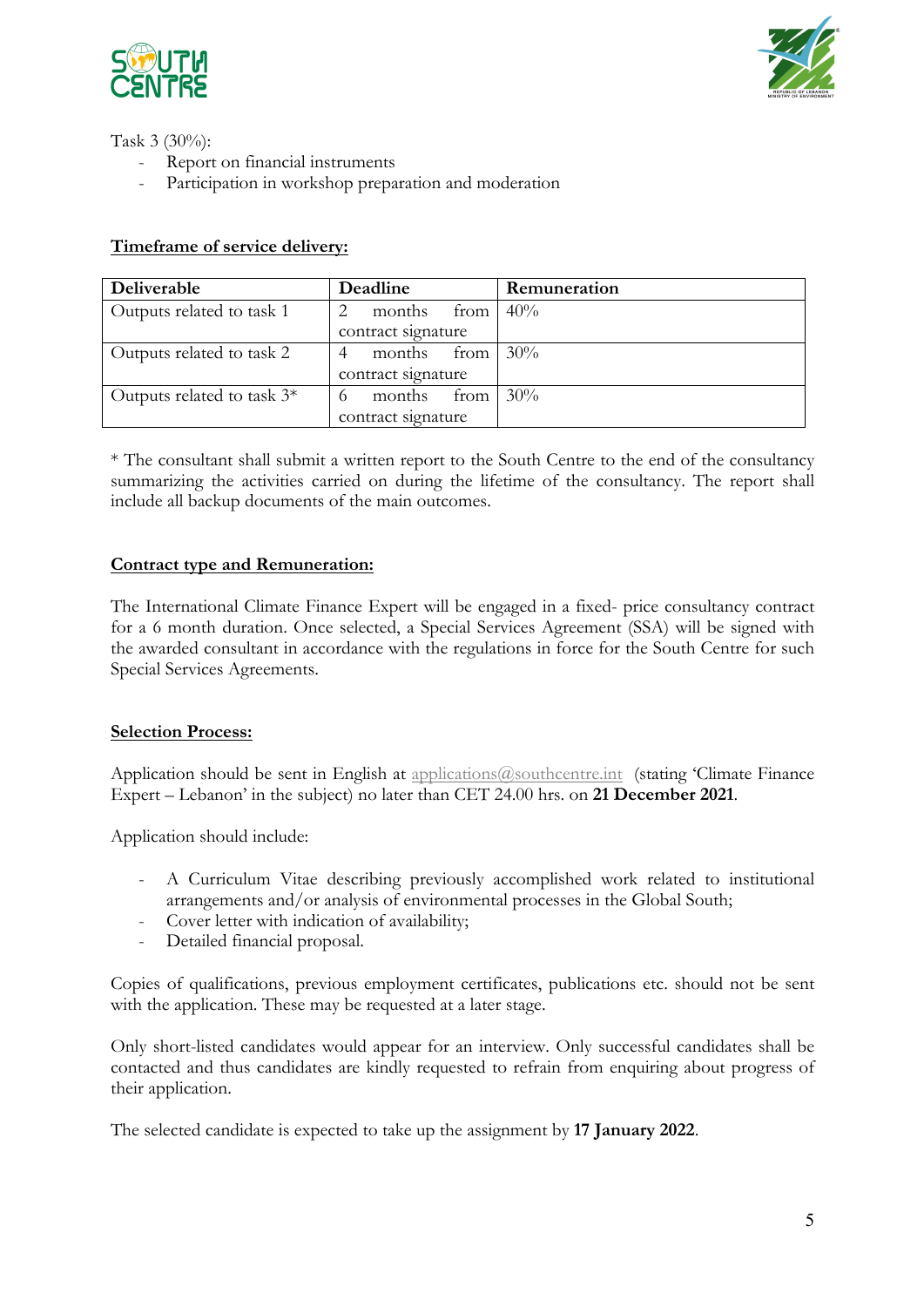Task 3 (30%):

- Report on financial instruments
- Participation in workshop preparation and moderation

**Timeframe of service delivery:**

| Deliverable | Deadline | Remuneration |
|---|---|---|
| Outputs related to task 1 | 2 months from contract signature | 40% |
| Outputs related to task 2 | 4 months from contract signature | 30% |
| Outputs related to task 3* | 6 months from contract signature | 30% |

* The consultant shall submit a written report to the South Centre to the end of the consultancy summarizing the activities carried on during the lifetime of the consultancy. The report shall include all backup documents of the main outcomes.

**Contract type and Remuneration:**

The International Climate Finance Expert will be engaged in a fixed- price consultancy contract for a 6 month duration. Once selected, a Special Services Agreement (SSA) will be signed with the awarded consultant in accordance with the regulations in force for the South Centre for such Special Services Agreements.

**Selection Process:**

Application should be sent in English at applications@southcentre.int (stating 'Climate Finance Expert – Lebanon' in the subject) no later than CET 24.00 hrs. on **21 December 2021**.

Application should include:

- A Curriculum Vitae describing previously accomplished work related to institutional arrangements and/or analysis of environmental processes in the Global South;
- Cover letter with indication of availability;
- Detailed financial proposal.

Copies of qualifications, previous employment certificates, publications etc. should not be sent with the application. These may be requested at a later stage.

Only short-listed candidates would appear for an interview. Only successful candidates shall be contacted and thus candidates are kindly requested to refrain from enquiring about progress of their application.

The selected candidate is expected to take up the assignment by **17 January 2022**.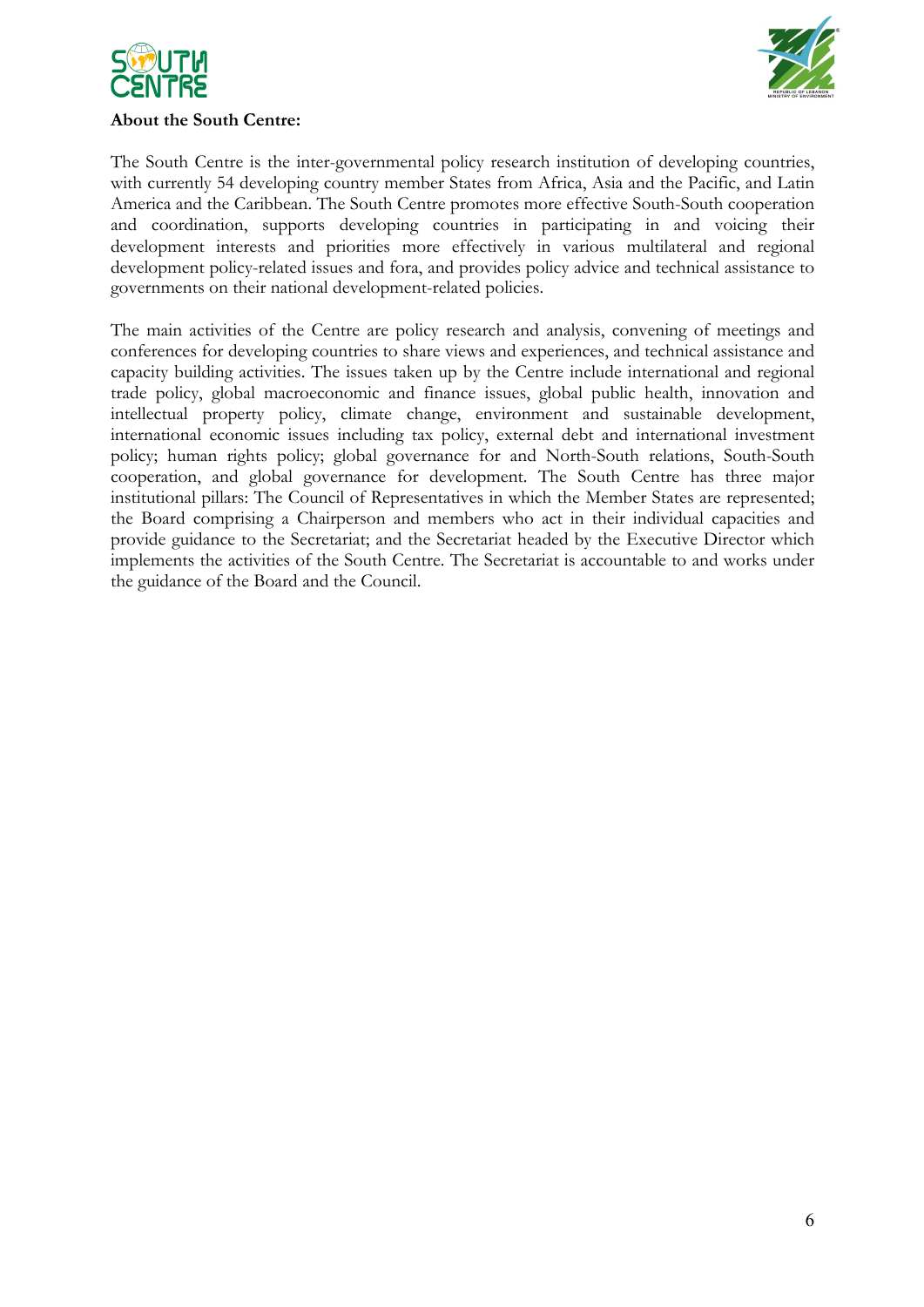**About the South Centre:**

The South Centre is the inter-governmental policy research institution of developing countries, with currently 54 developing country member States from Africa, Asia and the Pacific, and Latin America and the Caribbean. The South Centre promotes more effective South-South cooperation and coordination, supports developing countries in participating in and voicing their development interests and priorities more effectively in various multilateral and regional development policy-related issues and fora, and provides policy advice and technical assistance to governments on their national development-related policies.

The main activities of the Centre are policy research and analysis, convening of meetings and conferences for developing countries to share views and experiences, and technical assistance and capacity building activities. The issues taken up by the Centre include international and regional trade policy, global macroeconomic and finance issues, global public health, innovation and intellectual property policy, climate change, environment and sustainable development, international economic issues including tax policy, external debt and international investment policy; human rights policy; global governance for and North-South relations, South-South cooperation, and global governance for development. The South Centre has three major institutional pillars: The Council of Representatives in which the Member States are represented; the Board comprising a Chairperson and members who act in their individual capacities and provide guidance to the Secretariat; and the Secretariat headed by the Executive Director which implements the activities of the South Centre. The Secretariat is accountable to and works under the guidance of the Board and the Council.